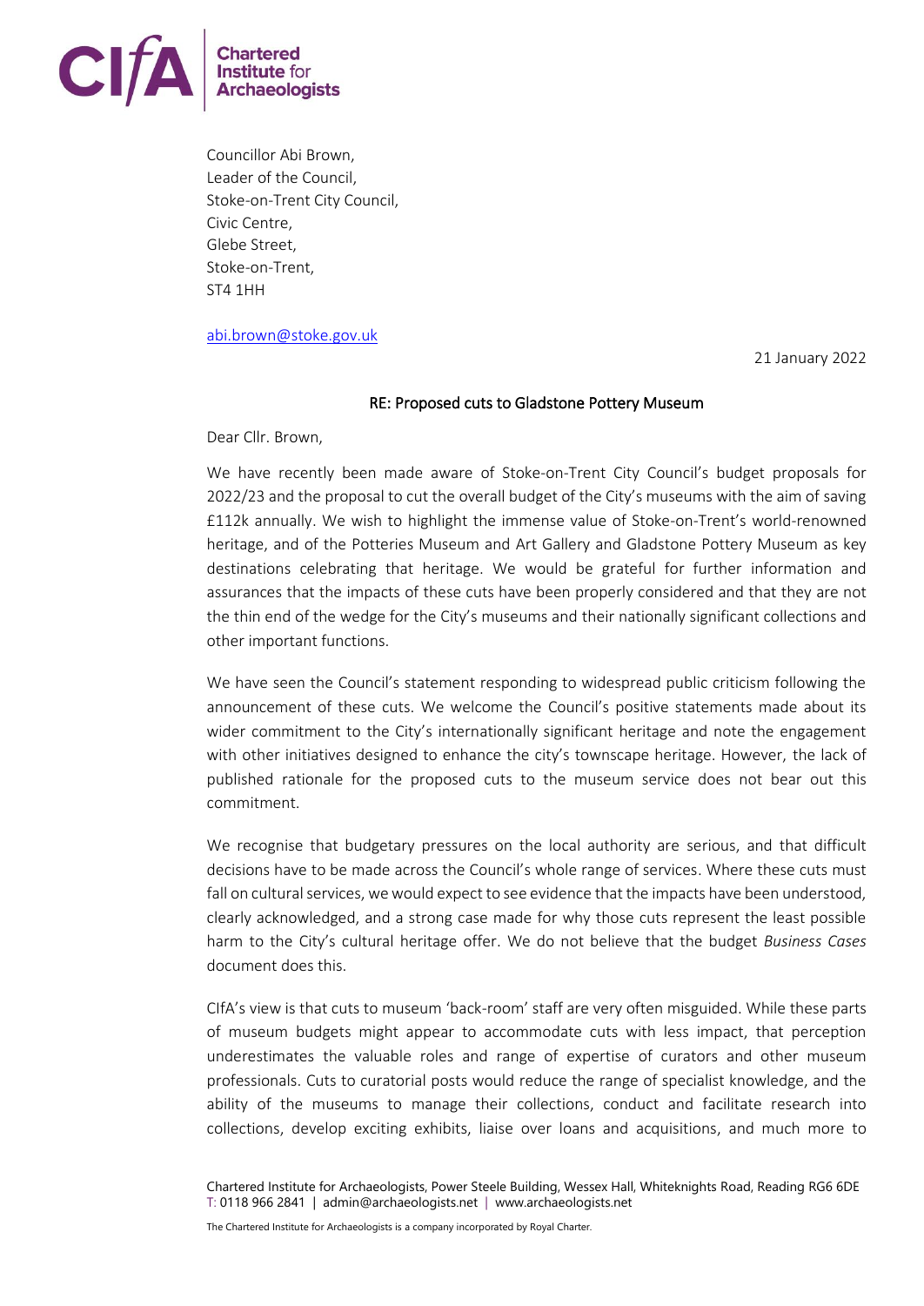Chartered Institute for Archaeologists

Councillor Abi Brown,
Leader of the Council,
Stoke-on-Trent City Council,
Civic Centre,
Glebe Street,
Stoke-on-Trent,
ST4 1HH

abi.brown@stoke.gov.uk

21 January 2022

**RE: Proposed cuts to Gladstone Pottery Museum**

Dear Cllr. Brown,

We have recently been made aware of Stoke-on-Trent City Council's budget proposals for 2022/23 and the proposal to cut the overall budget of the City's museums with the aim of saving £112k annually. We wish to highlight the immense value of Stoke-on-Trent's world-renowned heritage, and of the Potteries Museum and Art Gallery and Gladstone Pottery Museum as key destinations celebrating that heritage. We would be grateful for further information and assurances that the impacts of these cuts have been properly considered and that they are not the thin end of the wedge for the City's museums and their nationally significant collections and other important functions.

We have seen the Council's statement responding to widespread public criticism following the announcement of these cuts. We welcome the Council's positive statements made about its wider commitment to the City's internationally significant heritage and note the engagement with other initiatives designed to enhance the city's townscape heritage. However, the lack of published rationale for the proposed cuts to the museum service does not bear out this commitment.

We recognise that budgetary pressures on the local authority are serious, and that difficult decisions have to be made across the Council's whole range of services. Where these cuts must fall on cultural services, we would expect to see evidence that the impacts have been understood, clearly acknowledged, and a strong case made for why those cuts represent the least possible harm to the City's cultural heritage offer. We do not believe that the budget *Business Cases* document does this.

CIfA's view is that cuts to museum 'back-room' staff are very often misguided. While these parts of museum budgets might appear to accommodate cuts with less impact, that perception underestimates the valuable roles and range of expertise of curators and other museum professionals. Cuts to curatorial posts would reduce the range of specialist knowledge, and the ability of the museums to manage their collections, conduct and facilitate research into collections, develop exciting exhibits, liaise over loans and acquisitions, and much more to

Chartered Institute for Archaeologists, Power Steele Building, Wessex Hall, Whiteknights Road, Reading RG6 6DE
T: 0118 966 2841 | admin@archaeologists.net | www.archaeologists.net

The Chartered Institute for Archaeologists is a company incorporated by Royal Charter.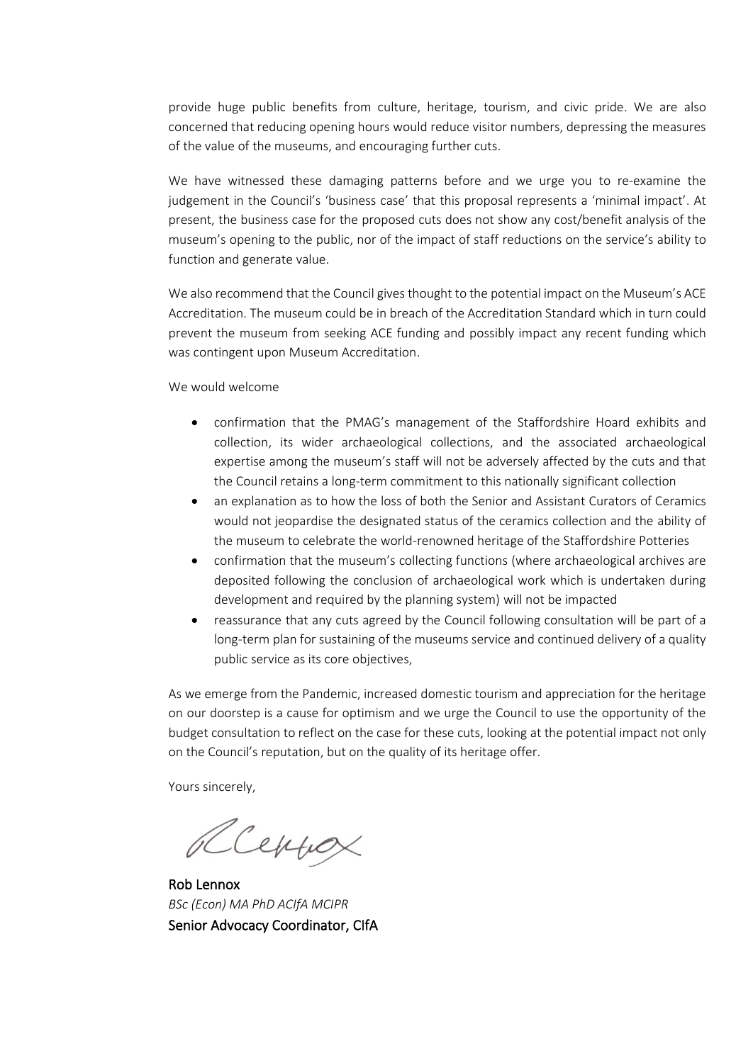provide huge public benefits from culture, heritage, tourism, and civic pride. We are also concerned that reducing opening hours would reduce visitor numbers, depressing the measures of the value of the museums, and encouraging further cuts.

We have witnessed these damaging patterns before and we urge you to re-examine the judgement in the Council's 'business case' that this proposal represents a 'minimal impact'. At present, the business case for the proposed cuts does not show any cost/benefit analysis of the museum's opening to the public, nor of the impact of staff reductions on the service's ability to function and generate value.

We also recommend that the Council gives thought to the potential impact on the Museum's ACE Accreditation. The museum could be in breach of the Accreditation Standard which in turn could prevent the museum from seeking ACE funding and possibly impact any recent funding which was contingent upon Museum Accreditation.

We would welcome

- confirmation that the PMAG's management of the Staffordshire Hoard exhibits and collection, its wider archaeological collections, and the associated archaeological expertise among the museum's staff will not be adversely affected by the cuts and that the Council retains a long-term commitment to this nationally significant collection
- an explanation as to how the loss of both the Senior and Assistant Curators of Ceramics would not jeopardise the designated status of the ceramics collection and the ability of the museum to celebrate the world-renowned heritage of the Staffordshire Potteries
- confirmation that the museum's collecting functions (where archaeological archives are deposited following the conclusion of archaeological work which is undertaken during development and required by the planning system) will not be impacted
- reassurance that any cuts agreed by the Council following consultation will be part of a long-term plan for sustaining of the museums service and continued delivery of a quality public service as its core objectives,

As we emerge from the Pandemic, increased domestic tourism and appreciation for the heritage on our doorstep is a cause for optimism and we urge the Council to use the opportunity of the budget consultation to reflect on the case for these cuts, looking at the potential impact not only on the Council's reputation, but on the quality of its heritage offer.

Yours sincerely,

Rob Lennox
*BSc (Econ) MA PhD ACIfA MCIPR*
Senior Advocacy Coordinator, CIfA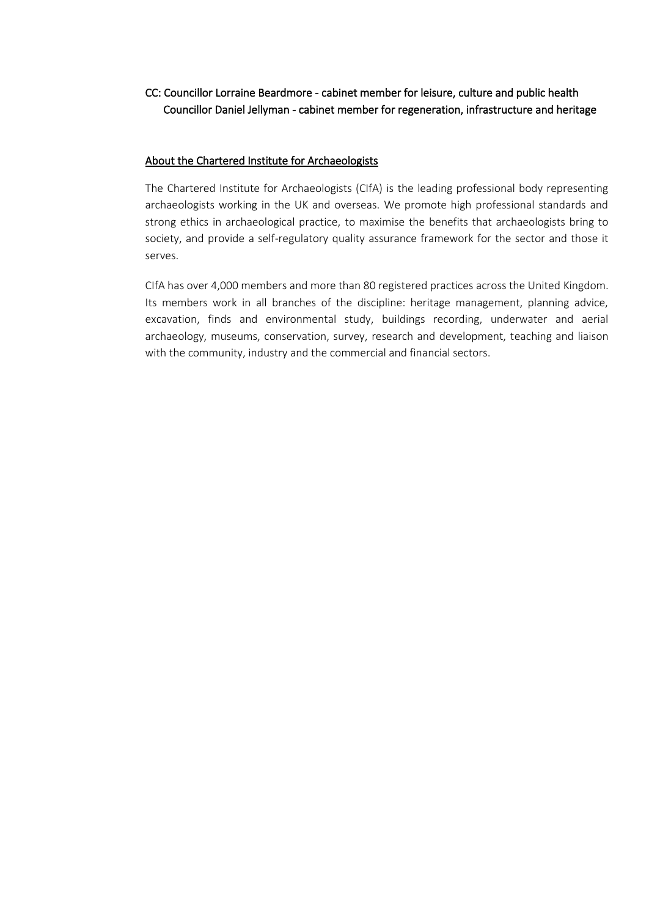CC: Councillor Lorraine Beardmore - cabinet member for leisure, culture and public health
Councillor Daniel Jellyman - cabinet member for regeneration, infrastructure and heritage

## About the Chartered Institute for Archaeologists

The Chartered Institute for Archaeologists (CIfA) is the leading professional body representing archaeologists working in the UK and overseas. We promote high professional standards and strong ethics in archaeological practice, to maximise the benefits that archaeologists bring to society, and provide a self-regulatory quality assurance framework for the sector and those it serves.

CIfA has over 4,000 members and more than 80 registered practices across the United Kingdom. Its members work in all branches of the discipline: heritage management, planning advice, excavation, finds and environmental study, buildings recording, underwater and aerial archaeology, museums, conservation, survey, research and development, teaching and liaison with the community, industry and the commercial and financial sectors.